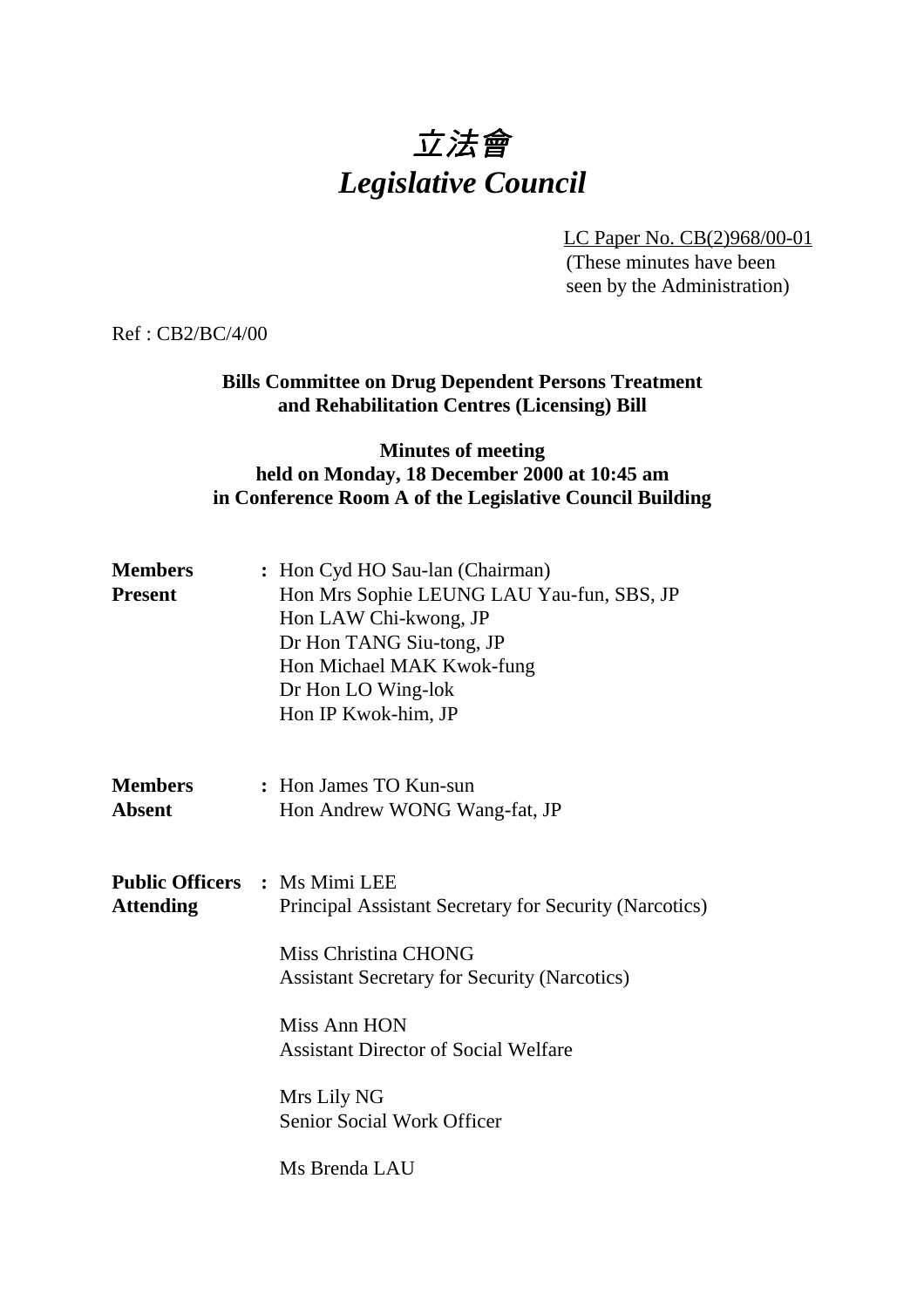# 立法會
# *Legislative Council*

LC Paper No. CB(2)968/00-01
(These minutes have been seen by the Administration)

Ref : CB2/BC/4/00

**Bills Committee on Drug Dependent Persons Treatment and Rehabilitation Centres (Licensing) Bill**

**Minutes of meeting held on Monday, 18 December 2000 at 10:45 am in Conference Room A of the Legislative Council Building**

**Members Present** : Hon Cyd HO Sau-lan (Chairman)
Hon Mrs Sophie LEUNG LAU Yau-fun, SBS, JP
Hon LAW Chi-kwong, JP
Dr Hon TANG Siu-tong, JP
Hon Michael MAK Kwok-fung
Dr Hon LO Wing-lok
Hon IP Kwok-him, JP

**Members Absent** : Hon James TO Kun-sun
Hon Andrew WONG Wang-fat, JP

**Public Officers Attending** : Ms Mimi LEE
Principal Assistant Secretary for Security (Narcotics)

Miss Christina CHONG
Assistant Secretary for Security (Narcotics)

Miss Ann HON
Assistant Director of Social Welfare

Mrs Lily NG
Senior Social Work Officer

Ms Brenda LAU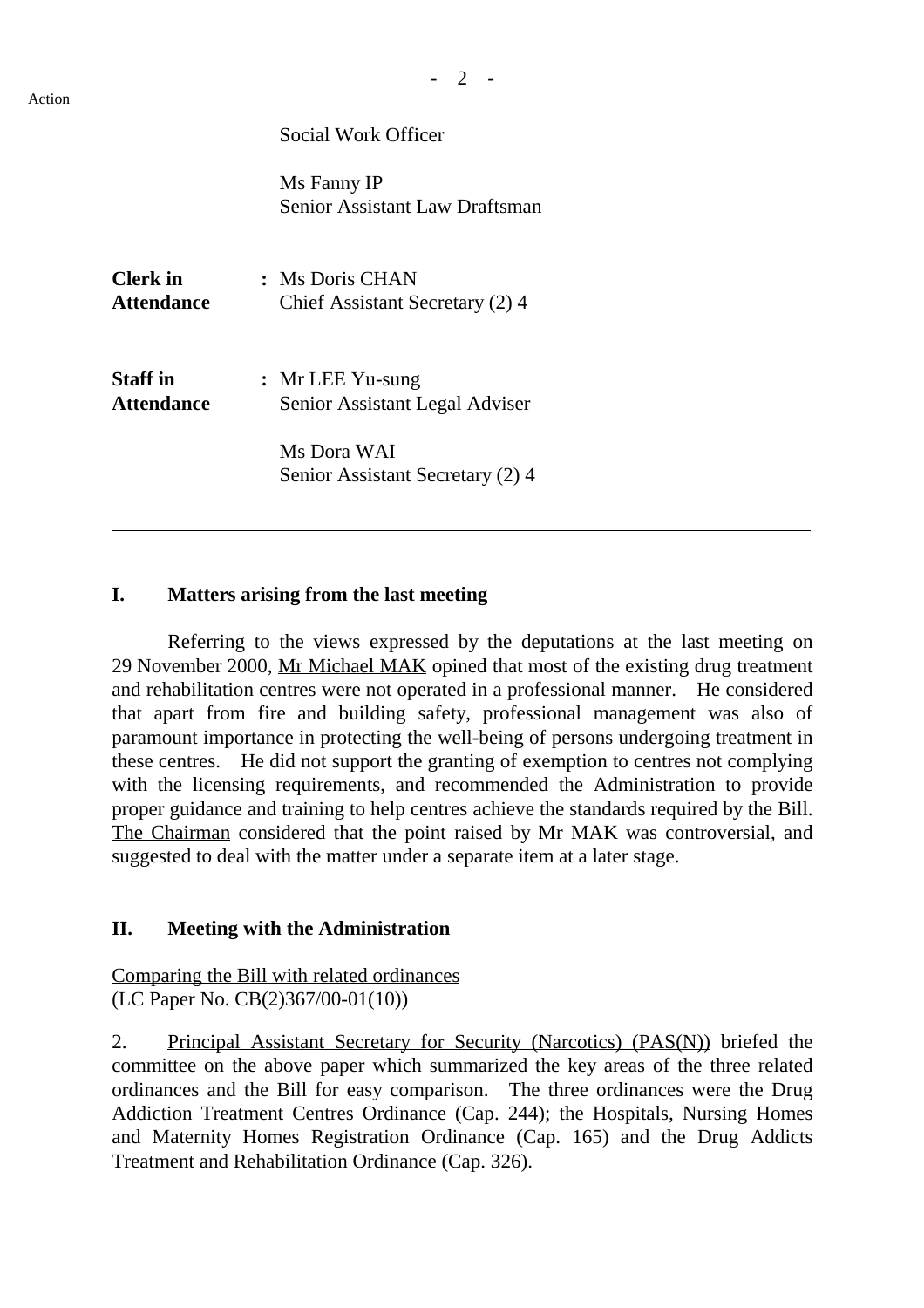Action

Social Work Officer

Ms Fanny IP
Senior Assistant Law Draftsman

**Clerk in Attendance** : Ms Doris CHAN
Chief Assistant Secretary (2) 4

**Staff in Attendance** : Mr LEE Yu-sung
Senior Assistant Legal Adviser

Ms Dora WAI
Senior Assistant Secretary (2) 4

---

## I. Matters arising from the last meeting

Referring to the views expressed by the deputations at the last meeting on 29 November 2000, Mr Michael MAK opined that most of the existing drug treatment and rehabilitation centres were not operated in a professional manner. He considered that apart from fire and building safety, professional management was also of paramount importance in protecting the well-being of persons undergoing treatment in these centres. He did not support the granting of exemption to centres not complying with the licensing requirements, and recommended the Administration to provide proper guidance and training to help centres achieve the standards required by the Bill. The Chairman considered that the point raised by Mr MAK was controversial, and suggested to deal with the matter under a separate item at a later stage.

## II. Meeting with the Administration

Comparing the Bill with related ordinances
(LC Paper No. CB(2)367/00-01(10))

2. Principal Assistant Secretary for Security (Narcotics) (PAS(N)) briefed the committee on the above paper which summarized the key areas of the three related ordinances and the Bill for easy comparison. The three ordinances were the Drug Addiction Treatment Centres Ordinance (Cap. 244); the Hospitals, Nursing Homes and Maternity Homes Registration Ordinance (Cap. 165) and the Drug Addicts Treatment and Rehabilitation Ordinance (Cap. 326).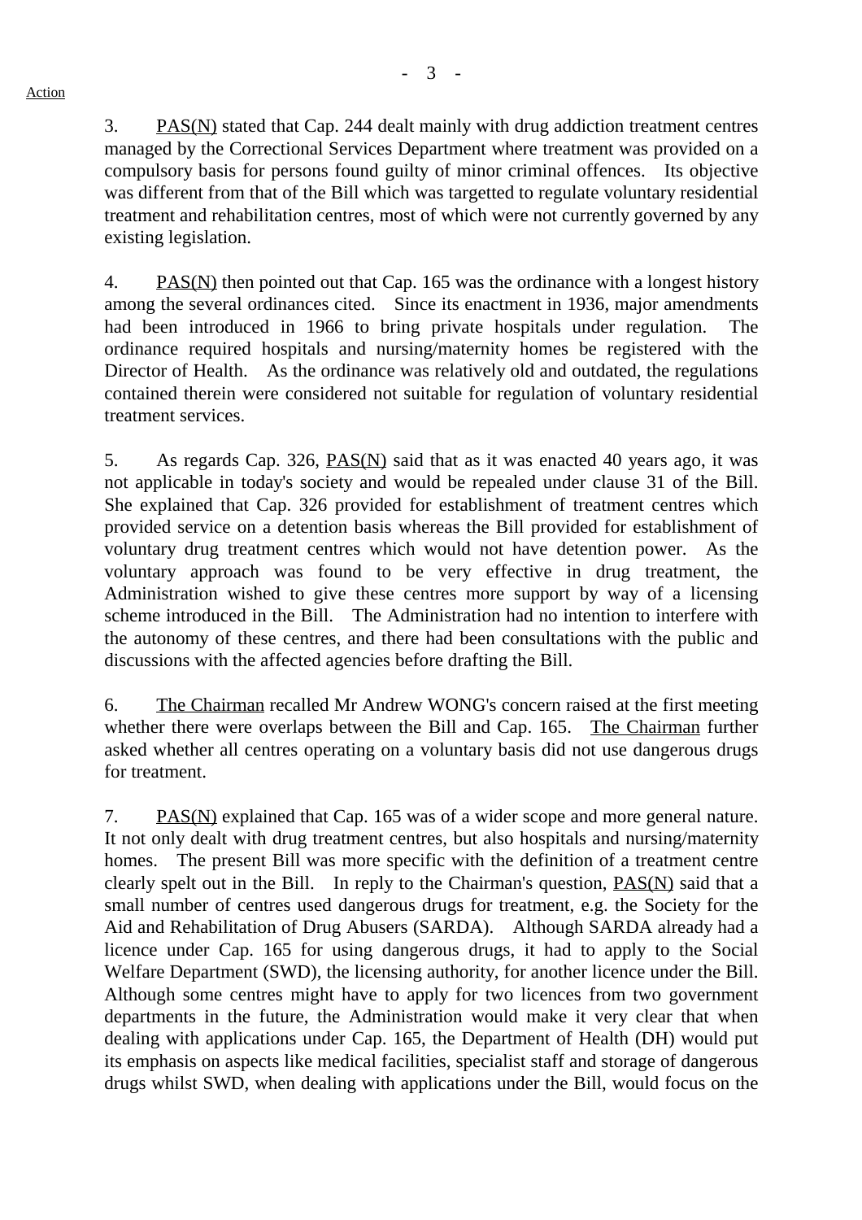3. PAS(N) stated that Cap. 244 dealt mainly with drug addiction treatment centres managed by the Correctional Services Department where treatment was provided on a compulsory basis for persons found guilty of minor criminal offences. Its objective was different from that of the Bill which was targetted to regulate voluntary residential treatment and rehabilitation centres, most of which were not currently governed by any existing legislation.

4. PAS(N) then pointed out that Cap. 165 was the ordinance with a longest history among the several ordinances cited. Since its enactment in 1936, major amendments had been introduced in 1966 to bring private hospitals under regulation. The ordinance required hospitals and nursing/maternity homes be registered with the Director of Health. As the ordinance was relatively old and outdated, the regulations contained therein were considered not suitable for regulation of voluntary residential treatment services.

5. As regards Cap. 326, PAS(N) said that as it was enacted 40 years ago, it was not applicable in today's society and would be repealed under clause 31 of the Bill. She explained that Cap. 326 provided for establishment of treatment centres which provided service on a detention basis whereas the Bill provided for establishment of voluntary drug treatment centres which would not have detention power. As the voluntary approach was found to be very effective in drug treatment, the Administration wished to give these centres more support by way of a licensing scheme introduced in the Bill. The Administration had no intention to interfere with the autonomy of these centres, and there had been consultations with the public and discussions with the affected agencies before drafting the Bill.

6. The Chairman recalled Mr Andrew WONG's concern raised at the first meeting whether there were overlaps between the Bill and Cap. 165. The Chairman further asked whether all centres operating on a voluntary basis did not use dangerous drugs for treatment.

7. PAS(N) explained that Cap. 165 was of a wider scope and more general nature. It not only dealt with drug treatment centres, but also hospitals and nursing/maternity homes. The present Bill was more specific with the definition of a treatment centre clearly spelt out in the Bill. In reply to the Chairman's question, PAS(N) said that a small number of centres used dangerous drugs for treatment, e.g. the Society for the Aid and Rehabilitation of Drug Abusers (SARDA). Although SARDA already had a licence under Cap. 165 for using dangerous drugs, it had to apply to the Social Welfare Department (SWD), the licensing authority, for another licence under the Bill. Although some centres might have to apply for two licences from two government departments in the future, the Administration would make it very clear that when dealing with applications under Cap. 165, the Department of Health (DH) would put its emphasis on aspects like medical facilities, specialist staff and storage of dangerous drugs whilst SWD, when dealing with applications under the Bill, would focus on the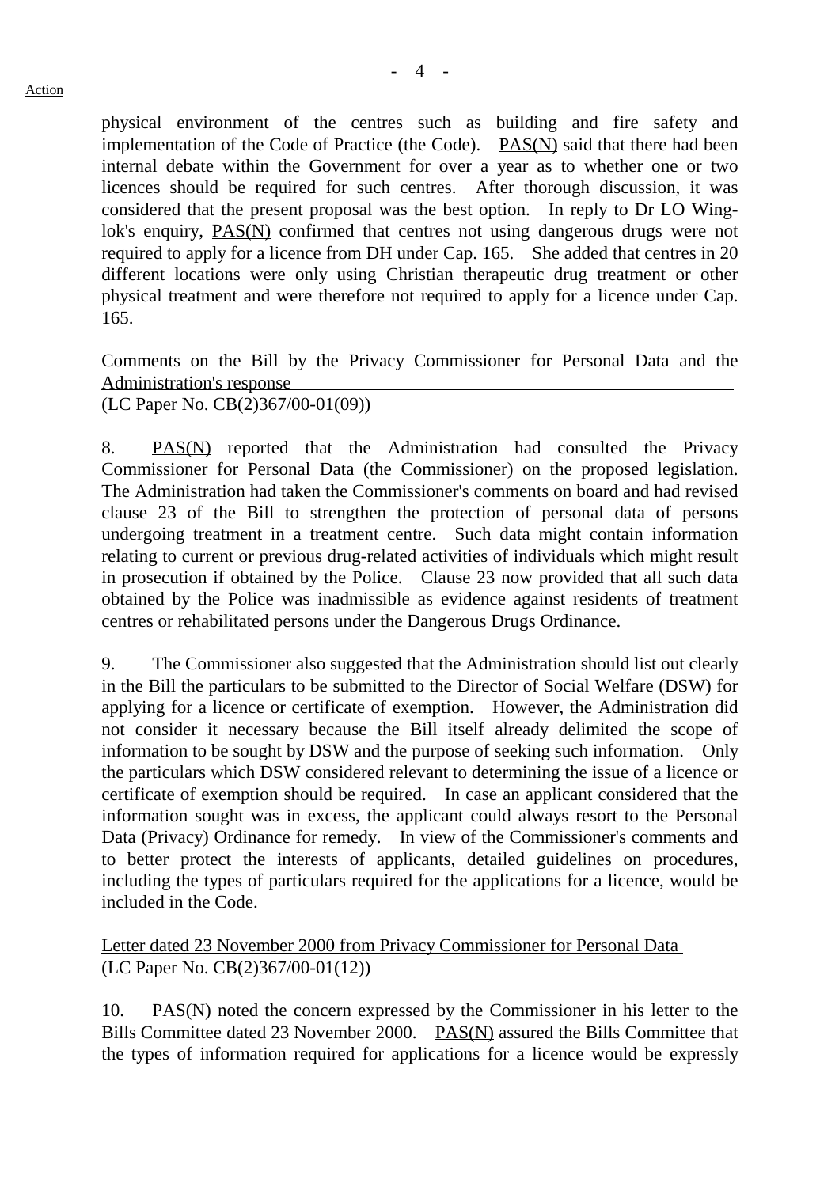Action

physical environment of the centres such as building and fire safety and implementation of the Code of Practice (the Code). PAS(N) said that there had been internal debate within the Government for over a year as to whether one or two licences should be required for such centres. After thorough discussion, it was considered that the present proposal was the best option. In reply to Dr LO Wing-lok's enquiry, PAS(N) confirmed that centres not using dangerous drugs were not required to apply for a licence from DH under Cap. 165. She added that centres in 20 different locations were only using Christian therapeutic drug treatment or other physical treatment and were therefore not required to apply for a licence under Cap. 165.

Comments on the Bill by the Privacy Commissioner for Personal Data and the Administration's response
(LC Paper No. CB(2)367/00-01(09))

8. PAS(N) reported that the Administration had consulted the Privacy Commissioner for Personal Data (the Commissioner) on the proposed legislation. The Administration had taken the Commissioner's comments on board and had revised clause 23 of the Bill to strengthen the protection of personal data of persons undergoing treatment in a treatment centre. Such data might contain information relating to current or previous drug-related activities of individuals which might result in prosecution if obtained by the Police. Clause 23 now provided that all such data obtained by the Police was inadmissible as evidence against residents of treatment centres or rehabilitated persons under the Dangerous Drugs Ordinance.

9. The Commissioner also suggested that the Administration should list out clearly in the Bill the particulars to be submitted to the Director of Social Welfare (DSW) for applying for a licence or certificate of exemption. However, the Administration did not consider it necessary because the Bill itself already delimited the scope of information to be sought by DSW and the purpose of seeking such information. Only the particulars which DSW considered relevant to determining the issue of a licence or certificate of exemption should be required. In case an applicant considered that the information sought was in excess, the applicant could always resort to the Personal Data (Privacy) Ordinance for remedy. In view of the Commissioner's comments and to better protect the interests of applicants, detailed guidelines on procedures, including the types of particulars required for the applications for a licence, would be included in the Code.

Letter dated 23 November 2000 from Privacy Commissioner for Personal Data
(LC Paper No. CB(2)367/00-01(12))

10. PAS(N) noted the concern expressed by the Commissioner in his letter to the Bills Committee dated 23 November 2000. PAS(N) assured the Bills Committee that the types of information required for applications for a licence would be expressly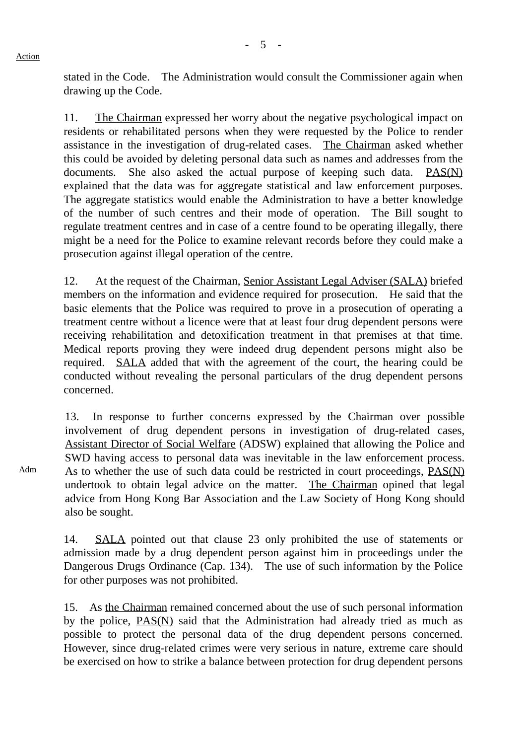Action

stated in the Code. The Administration would consult the Commissioner again when drawing up the Code.

11. The Chairman expressed her worry about the negative psychological impact on residents or rehabilitated persons when they were requested by the Police to render assistance in the investigation of drug-related cases. The Chairman asked whether this could be avoided by deleting personal data such as names and addresses from the documents. She also asked the actual purpose of keeping such data. PAS(N) explained that the data was for aggregate statistical and law enforcement purposes. The aggregate statistics would enable the Administration to have a better knowledge of the number of such centres and their mode of operation. The Bill sought to regulate treatment centres and in case of a centre found to be operating illegally, there might be a need for the Police to examine relevant records before they could make a prosecution against illegal operation of the centre.

12. At the request of the Chairman, Senior Assistant Legal Adviser (SALA) briefed members on the information and evidence required for prosecution. He said that the basic elements that the Police was required to prove in a prosecution of operating a treatment centre without a licence were that at least four drug dependent persons were receiving rehabilitation and detoxification treatment in that premises at that time. Medical reports proving they were indeed drug dependent persons might also be required. SALA added that with the agreement of the court, the hearing could be conducted without revealing the personal particulars of the drug dependent persons concerned.

13. In response to further concerns expressed by the Chairman over possible involvement of drug dependent persons in investigation of drug-related cases, Assistant Director of Social Welfare (ADSW) explained that allowing the Police and SWD having access to personal data was inevitable in the law enforcement process. As to whether the use of such data could be restricted in court proceedings, PAS(N) undertook to obtain legal advice on the matter. The Chairman opined that legal advice from Hong Kong Bar Association and the Law Society of Hong Kong should also be sought.

Adm

14. SALA pointed out that clause 23 only prohibited the use of statements or admission made by a drug dependent person against him in proceedings under the Dangerous Drugs Ordinance (Cap. 134). The use of such information by the Police for other purposes was not prohibited.

15. As the Chairman remained concerned about the use of such personal information by the police, PAS(N) said that the Administration had already tried as much as possible to protect the personal data of the drug dependent persons concerned. However, since drug-related crimes were very serious in nature, extreme care should be exercised on how to strike a balance between protection for drug dependent persons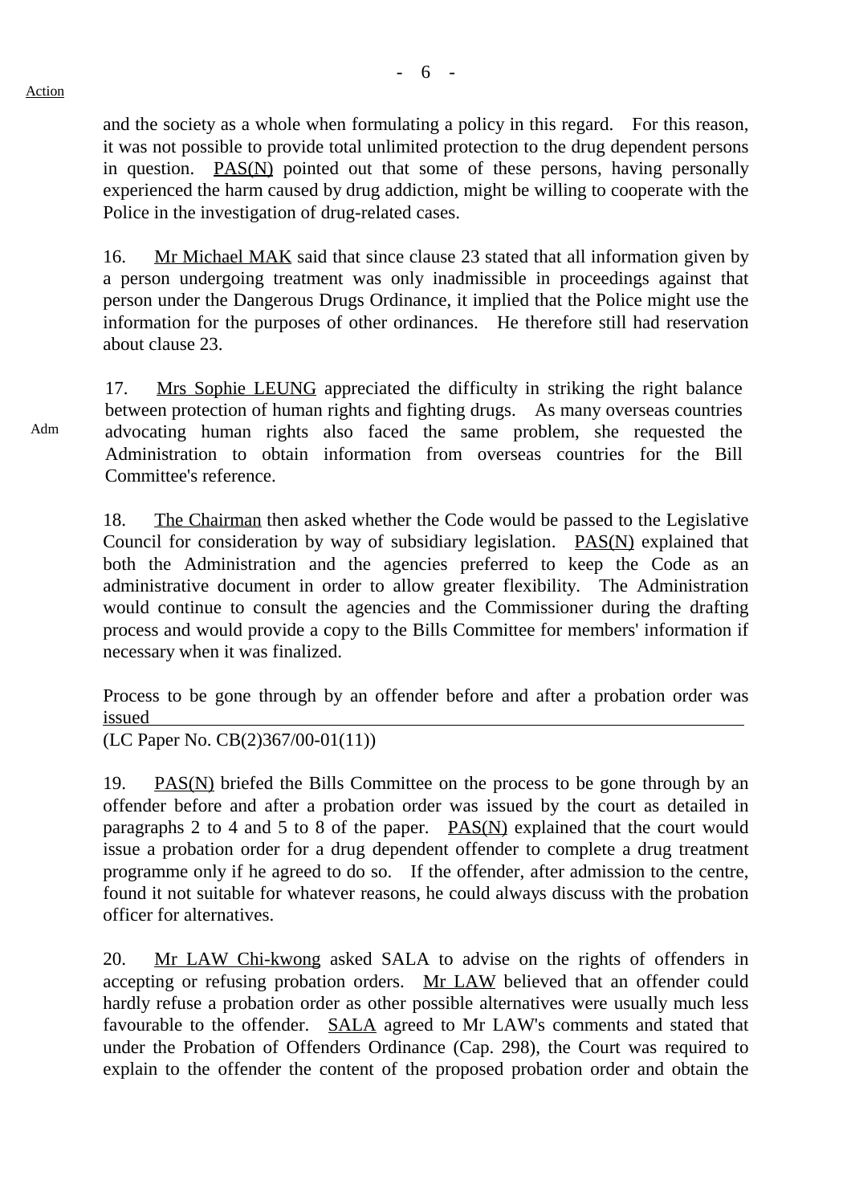Action

and the society as a whole when formulating a policy in this regard. For this reason, it was not possible to provide total unlimited protection to the drug dependent persons in question. PAS(N) pointed out that some of these persons, having personally experienced the harm caused by drug addiction, might be willing to cooperate with the Police in the investigation of drug-related cases.

16. Mr Michael MAK said that since clause 23 stated that all information given by a person undergoing treatment was only inadmissible in proceedings against that person under the Dangerous Drugs Ordinance, it implied that the Police might use the information for the purposes of other ordinances. He therefore still had reservation about clause 23.

17. Mrs Sophie LEUNG appreciated the difficulty in striking the right balance between protection of human rights and fighting drugs. As many overseas countries advocating human rights also faced the same problem, she requested the Administration to obtain information from overseas countries for the Bill Committee's reference.

Adm

18. The Chairman then asked whether the Code would be passed to the Legislative Council for consideration by way of subsidiary legislation. PAS(N) explained that both the Administration and the agencies preferred to keep the Code as an administrative document in order to allow greater flexibility. The Administration would continue to consult the agencies and the Commissioner during the drafting process and would provide a copy to the Bills Committee for members' information if necessary when it was finalized.

Process to be gone through by an offender before and after a probation order was issued
(LC Paper No. CB(2)367/00-01(11))

19. PAS(N) briefed the Bills Committee on the process to be gone through by an offender before and after a probation order was issued by the court as detailed in paragraphs 2 to 4 and 5 to 8 of the paper. PAS(N) explained that the court would issue a probation order for a drug dependent offender to complete a drug treatment programme only if he agreed to do so. If the offender, after admission to the centre, found it not suitable for whatever reasons, he could always discuss with the probation officer for alternatives.

20. Mr LAW Chi-kwong asked SALA to advise on the rights of offenders in accepting or refusing probation orders. Mr LAW believed that an offender could hardly refuse a probation order as other possible alternatives were usually much less favourable to the offender. SALA agreed to Mr LAW's comments and stated that under the Probation of Offenders Ordinance (Cap. 298), the Court was required to explain to the offender the content of the proposed probation order and obtain the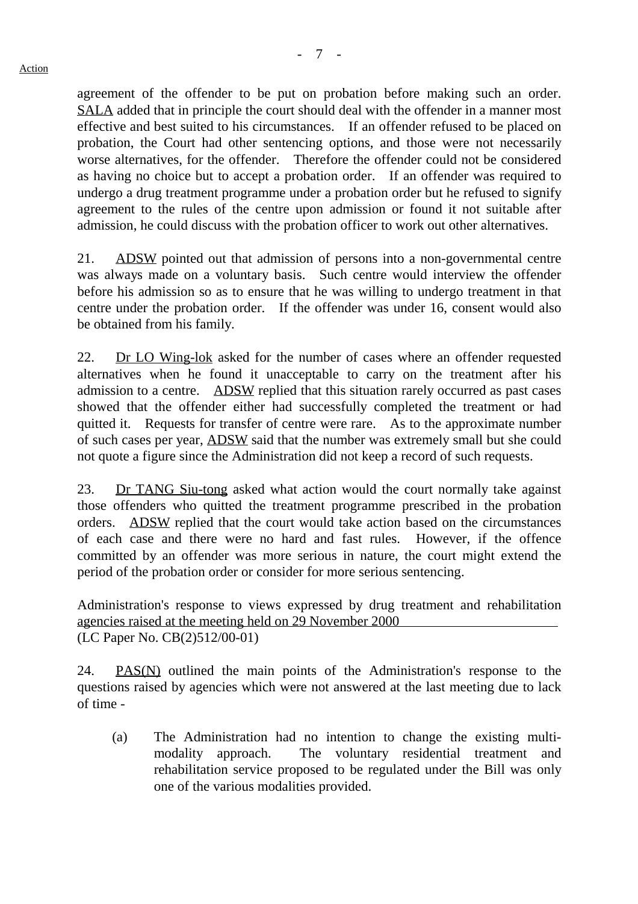agreement of the offender to be put on probation before making such an order. SALA added that in principle the court should deal with the offender in a manner most effective and best suited to his circumstances. If an offender refused to be placed on probation, the Court had other sentencing options, and those were not necessarily worse alternatives, for the offender. Therefore the offender could not be considered as having no choice but to accept a probation order. If an offender was required to undergo a drug treatment programme under a probation order but he refused to signify agreement to the rules of the centre upon admission or found it not suitable after admission, he could discuss with the probation officer to work out other alternatives.

21. ADSW pointed out that admission of persons into a non-governmental centre was always made on a voluntary basis. Such centre would interview the offender before his admission so as to ensure that he was willing to undergo treatment in that centre under the probation order. If the offender was under 16, consent would also be obtained from his family.

22. Dr LO Wing-lok asked for the number of cases where an offender requested alternatives when he found it unacceptable to carry on the treatment after his admission to a centre. ADSW replied that this situation rarely occurred as past cases showed that the offender either had successfully completed the treatment or had quitted it. Requests for transfer of centre were rare. As to the approximate number of such cases per year, ADSW said that the number was extremely small but she could not quote a figure since the Administration did not keep a record of such requests.

23. Dr TANG Siu-tong asked what action would the court normally take against those offenders who quitted the treatment programme prescribed in the probation orders. ADSW replied that the court would take action based on the circumstances of each case and there were no hard and fast rules. However, if the offence committed by an offender was more serious in nature, the court might extend the period of the probation order or consider for more serious sentencing.

Administration's response to views expressed by drug treatment and rehabilitation agencies raised at the meeting held on 29 November 2000
(LC Paper No. CB(2)512/00-01)

24. PAS(N) outlined the main points of the Administration's response to the questions raised by agencies which were not answered at the last meeting due to lack of time -

(a) The Administration had no intention to change the existing multi-modality approach. The voluntary residential treatment and rehabilitation service proposed to be regulated under the Bill was only one of the various modalities provided.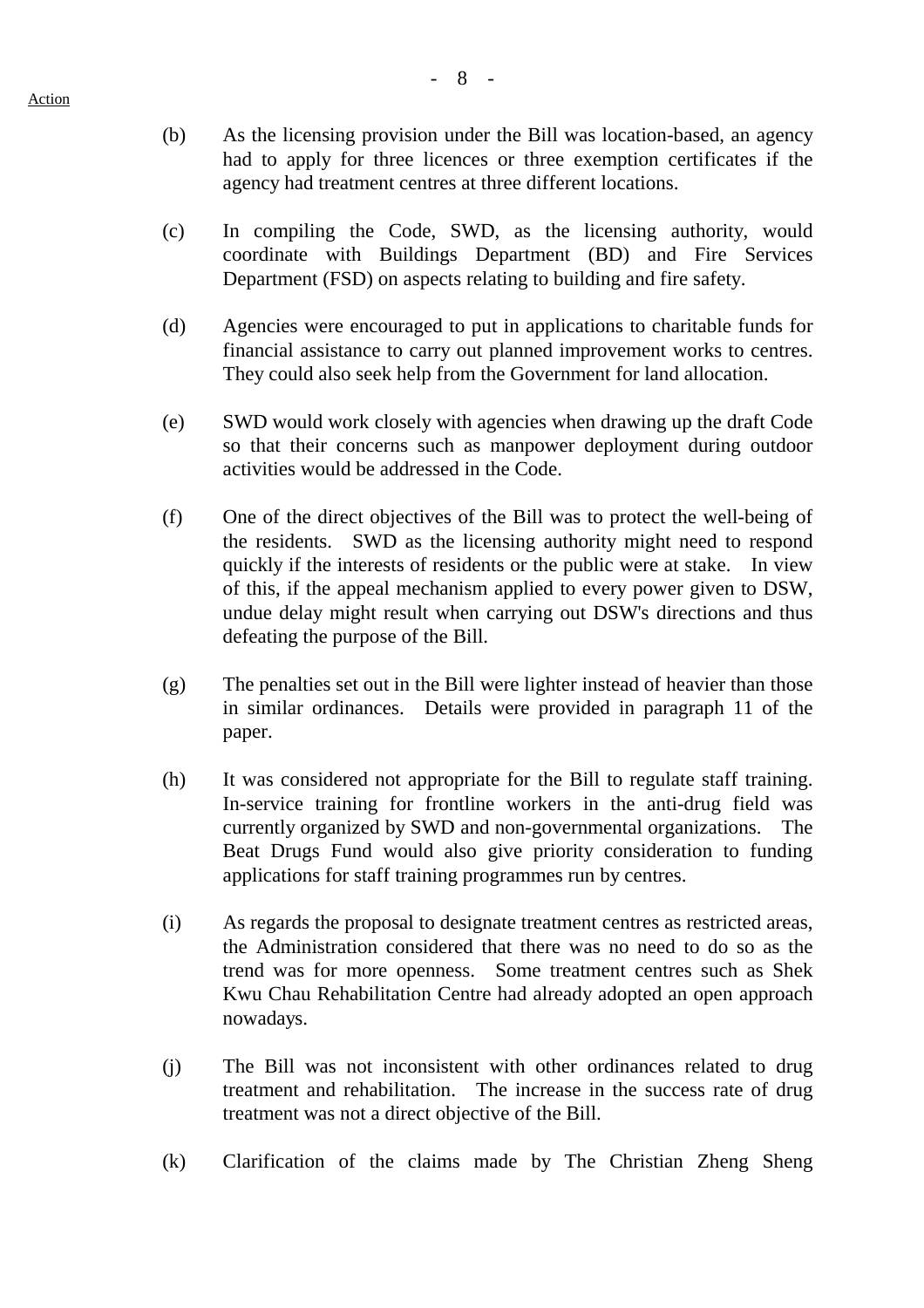Action

(b) As the licensing provision under the Bill was location-based, an agency had to apply for three licences or three exemption certificates if the agency had treatment centres at three different locations.

(c) In compiling the Code, SWD, as the licensing authority, would coordinate with Buildings Department (BD) and Fire Services Department (FSD) on aspects relating to building and fire safety.

(d) Agencies were encouraged to put in applications to charitable funds for financial assistance to carry out planned improvement works to centres. They could also seek help from the Government for land allocation.

(e) SWD would work closely with agencies when drawing up the draft Code so that their concerns such as manpower deployment during outdoor activities would be addressed in the Code.

(f) One of the direct objectives of the Bill was to protect the well-being of the residents. SWD as the licensing authority might need to respond quickly if the interests of residents or the public were at stake. In view of this, if the appeal mechanism applied to every power given to DSW, undue delay might result when carrying out DSW's directions and thus defeating the purpose of the Bill.

(g) The penalties set out in the Bill were lighter instead of heavier than those in similar ordinances. Details were provided in paragraph 11 of the paper.

(h) It was considered not appropriate for the Bill to regulate staff training. In-service training for frontline workers in the anti-drug field was currently organized by SWD and non-governmental organizations. The Beat Drugs Fund would also give priority consideration to funding applications for staff training programmes run by centres.

(i) As regards the proposal to designate treatment centres as restricted areas, the Administration considered that there was no need to do so as the trend was for more openness. Some treatment centres such as Shek Kwu Chau Rehabilitation Centre had already adopted an open approach nowadays.

(j) The Bill was not inconsistent with other ordinances related to drug treatment and rehabilitation. The increase in the success rate of drug treatment was not a direct objective of the Bill.

(k) Clarification of the claims made by The Christian Zheng Sheng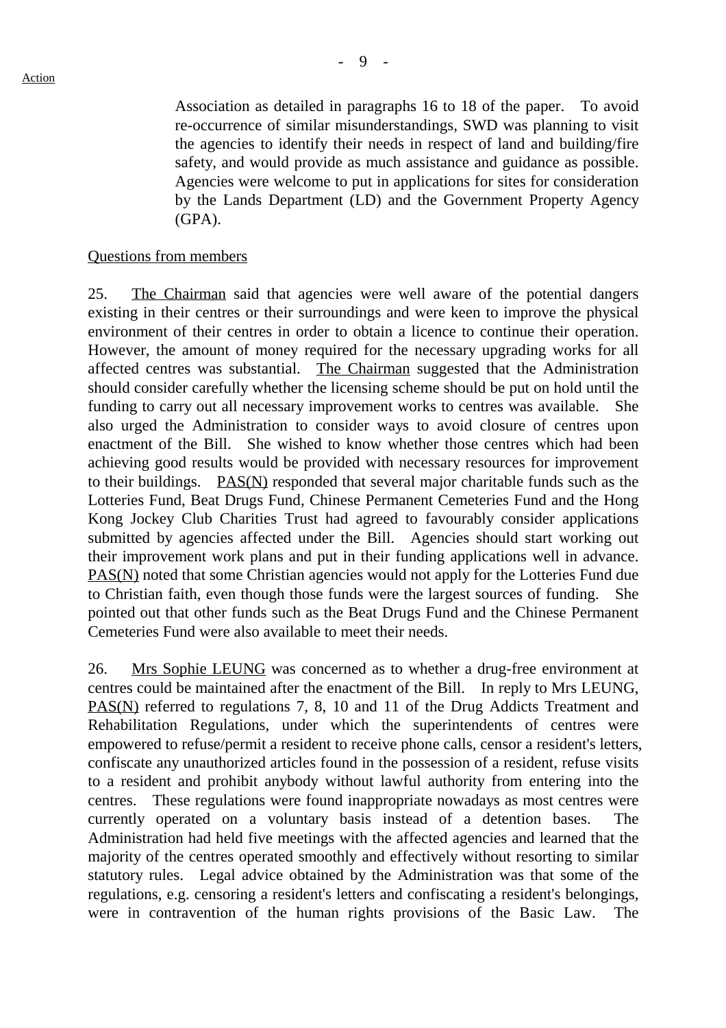Association as detailed in paragraphs 16 to 18 of the paper. To avoid re-occurrence of similar misunderstandings, SWD was planning to visit the agencies to identify their needs in respect of land and building/fire safety, and would provide as much assistance and guidance as possible. Agencies were welcome to put in applications for sites for consideration by the Lands Department (LD) and the Government Property Agency (GPA).

Questions from members

25. The Chairman said that agencies were well aware of the potential dangers existing in their centres or their surroundings and were keen to improve the physical environment of their centres in order to obtain a licence to continue their operation. However, the amount of money required for the necessary upgrading works for all affected centres was substantial. The Chairman suggested that the Administration should consider carefully whether the licensing scheme should be put on hold until the funding to carry out all necessary improvement works to centres was available. She also urged the Administration to consider ways to avoid closure of centres upon enactment of the Bill. She wished to know whether those centres which had been achieving good results would be provided with necessary resources for improvement to their buildings. PAS(N) responded that several major charitable funds such as the Lotteries Fund, Beat Drugs Fund, Chinese Permanent Cemeteries Fund and the Hong Kong Jockey Club Charities Trust had agreed to favourably consider applications submitted by agencies affected under the Bill. Agencies should start working out their improvement work plans and put in their funding applications well in advance. PAS(N) noted that some Christian agencies would not apply for the Lotteries Fund due to Christian faith, even though those funds were the largest sources of funding. She pointed out that other funds such as the Beat Drugs Fund and the Chinese Permanent Cemeteries Fund were also available to meet their needs.

26. Mrs Sophie LEUNG was concerned as to whether a drug-free environment at centres could be maintained after the enactment of the Bill. In reply to Mrs LEUNG, PAS(N) referred to regulations 7, 8, 10 and 11 of the Drug Addicts Treatment and Rehabilitation Regulations, under which the superintendents of centres were empowered to refuse/permit a resident to receive phone calls, censor a resident's letters, confiscate any unauthorized articles found in the possession of a resident, refuse visits to a resident and prohibit anybody without lawful authority from entering into the centres. These regulations were found inappropriate nowadays as most centres were currently operated on a voluntary basis instead of a detention bases. The Administration had held five meetings with the affected agencies and learned that the majority of the centres operated smoothly and effectively without resorting to similar statutory rules. Legal advice obtained by the Administration was that some of the regulations, e.g. censoring a resident's letters and confiscating a resident's belongings, were in contravention of the human rights provisions of the Basic Law. The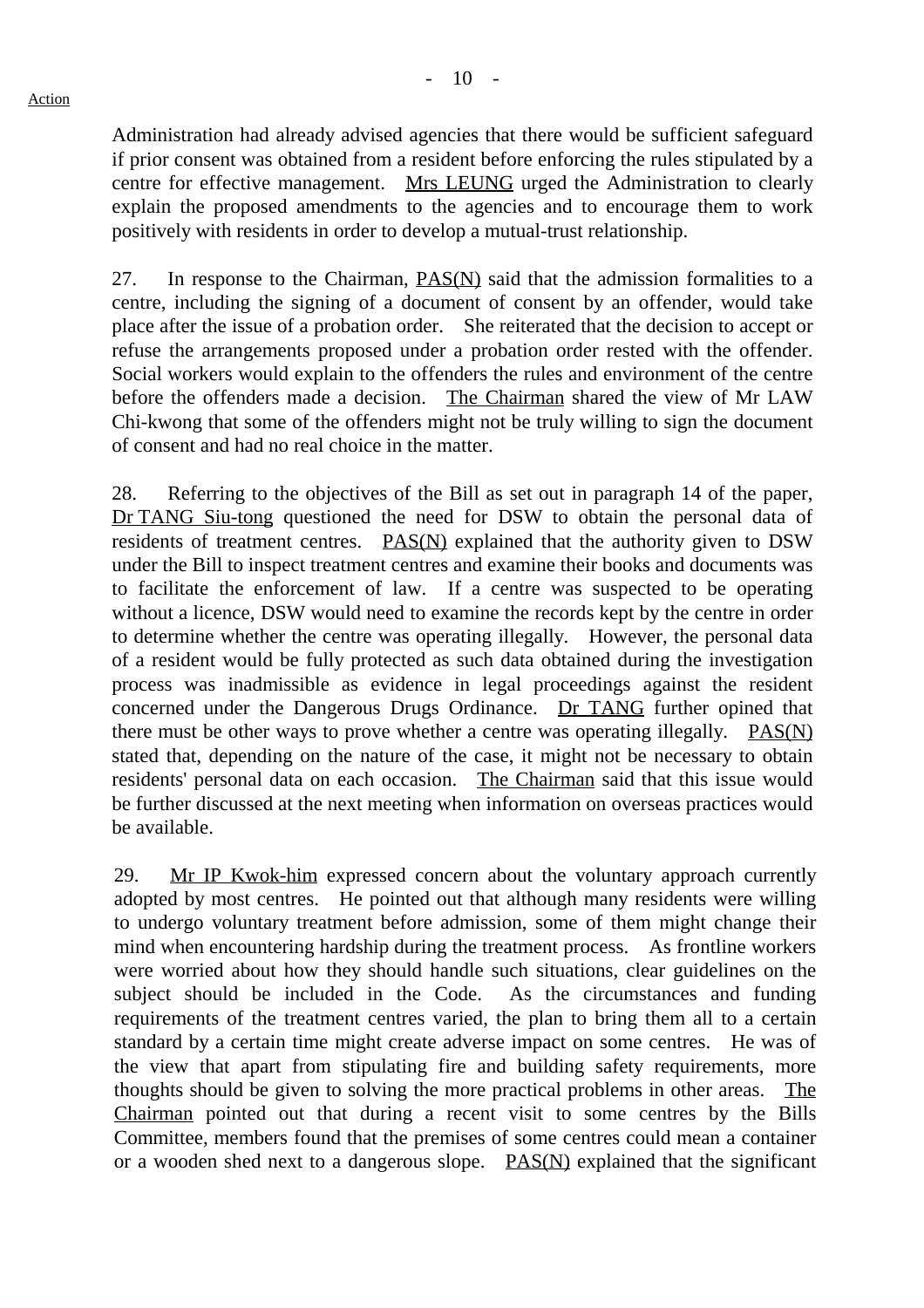Administration had already advised agencies that there would be sufficient safeguard if prior consent was obtained from a resident before enforcing the rules stipulated by a centre for effective management. Mrs LEUNG urged the Administration to clearly explain the proposed amendments to the agencies and to encourage them to work positively with residents in order to develop a mutual-trust relationship.

27. In response to the Chairman, PAS(N) said that the admission formalities to a centre, including the signing of a document of consent by an offender, would take place after the issue of a probation order. She reiterated that the decision to accept or refuse the arrangements proposed under a probation order rested with the offender. Social workers would explain to the offenders the rules and environment of the centre before the offenders made a decision. The Chairman shared the view of Mr LAW Chi-kwong that some of the offenders might not be truly willing to sign the document of consent and had no real choice in the matter.

28. Referring to the objectives of the Bill as set out in paragraph 14 of the paper, Dr TANG Siu-tong questioned the need for DSW to obtain the personal data of residents of treatment centres. PAS(N) explained that the authority given to DSW under the Bill to inspect treatment centres and examine their books and documents was to facilitate the enforcement of law. If a centre was suspected to be operating without a licence, DSW would need to examine the records kept by the centre in order to determine whether the centre was operating illegally. However, the personal data of a resident would be fully protected as such data obtained during the investigation process was inadmissible as evidence in legal proceedings against the resident concerned under the Dangerous Drugs Ordinance. Dr TANG further opined that there must be other ways to prove whether a centre was operating illegally. PAS(N) stated that, depending on the nature of the case, it might not be necessary to obtain residents' personal data on each occasion. The Chairman said that this issue would be further discussed at the next meeting when information on overseas practices would be available.

29. Mr IP Kwok-him expressed concern about the voluntary approach currently adopted by most centres. He pointed out that although many residents were willing to undergo voluntary treatment before admission, some of them might change their mind when encountering hardship during the treatment process. As frontline workers were worried about how they should handle such situations, clear guidelines on the subject should be included in the Code. As the circumstances and funding requirements of the treatment centres varied, the plan to bring them all to a certain standard by a certain time might create adverse impact on some centres. He was of the view that apart from stipulating fire and building safety requirements, more thoughts should be given to solving the more practical problems in other areas. The Chairman pointed out that during a recent visit to some centres by the Bills Committee, members found that the premises of some centres could mean a container or a wooden shed next to a dangerous slope. PAS(N) explained that the significant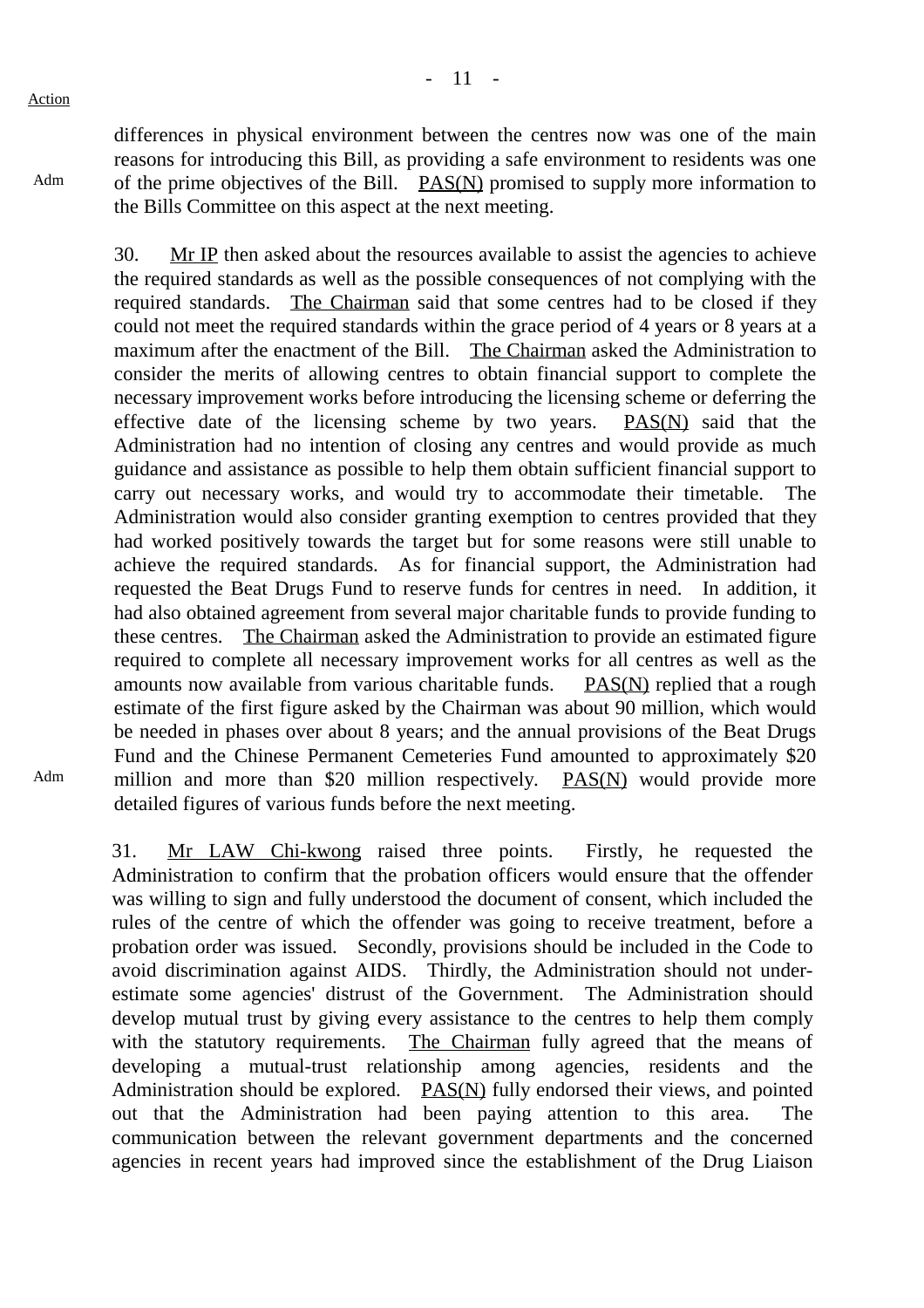Action

differences in physical environment between the centres now was one of the main reasons for introducing this Bill, as providing a safe environment to residents was one of the prime objectives of the Bill. PAS(N) promised to supply more information to the Bills Committee on this aspect at the next meeting.

Adm

30. Mr IP then asked about the resources available to assist the agencies to achieve the required standards as well as the possible consequences of not complying with the required standards. The Chairman said that some centres had to be closed if they could not meet the required standards within the grace period of 4 years or 8 years at a maximum after the enactment of the Bill. The Chairman asked the Administration to consider the merits of allowing centres to obtain financial support to complete the necessary improvement works before introducing the licensing scheme or deferring the effective date of the licensing scheme by two years. PAS(N) said that the Administration had no intention of closing any centres and would provide as much guidance and assistance as possible to help them obtain sufficient financial support to carry out necessary works, and would try to accommodate their timetable. The Administration would also consider granting exemption to centres provided that they had worked positively towards the target but for some reasons were still unable to achieve the required standards. As for financial support, the Administration had requested the Beat Drugs Fund to reserve funds for centres in need. In addition, it had also obtained agreement from several major charitable funds to provide funding to these centres. The Chairman asked the Administration to provide an estimated figure required to complete all necessary improvement works for all centres as well as the amounts now available from various charitable funds. PAS(N) replied that a rough estimate of the first figure asked by the Chairman was about 90 million, which would be needed in phases over about 8 years; and the annual provisions of the Beat Drugs Fund and the Chinese Permanent Cemeteries Fund amounted to approximately $20 million and more than $20 million respectively. PAS(N) would provide more detailed figures of various funds before the next meeting.

Adm

31. Mr LAW Chi-kwong raised three points. Firstly, he requested the Administration to confirm that the probation officers would ensure that the offender was willing to sign and fully understood the document of consent, which included the rules of the centre of which the offender was going to receive treatment, before a probation order was issued. Secondly, provisions should be included in the Code to avoid discrimination against AIDS. Thirdly, the Administration should not under-estimate some agencies' distrust of the Government. The Administration should develop mutual trust by giving every assistance to the centres to help them comply with the statutory requirements. The Chairman fully agreed that the means of developing a mutual-trust relationship among agencies, residents and the Administration should be explored. PAS(N) fully endorsed their views, and pointed out that the Administration had been paying attention to this area. The communication between the relevant government departments and the concerned agencies in recent years had improved since the establishment of the Drug Liaison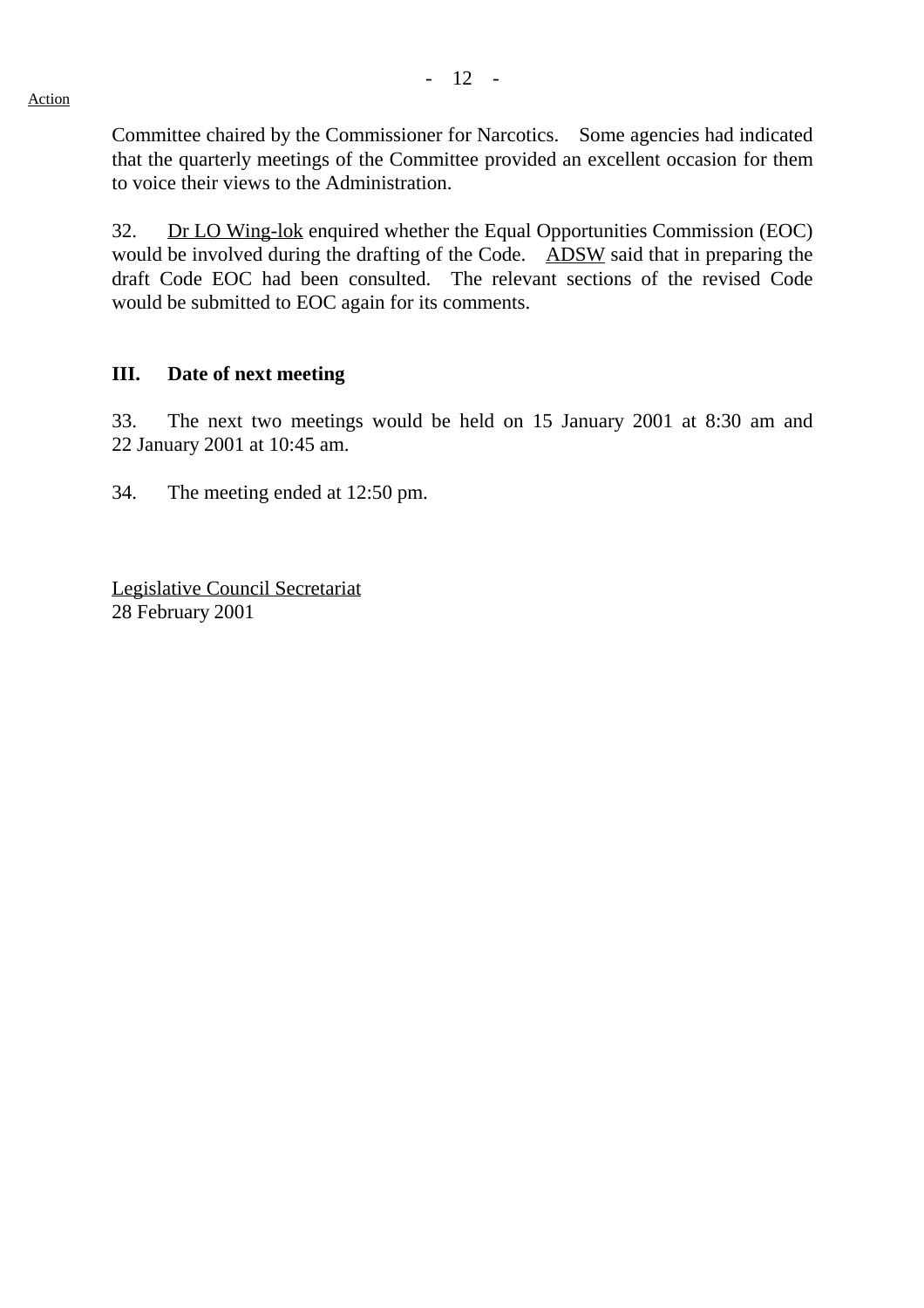Action

Committee chaired by the Commissioner for Narcotics. Some agencies had indicated that the quarterly meetings of the Committee provided an excellent occasion for them to voice their views to the Administration.

32. Dr LO Wing-lok enquired whether the Equal Opportunities Commission (EOC) would be involved during the drafting of the Code. ADSW said that in preparing the draft Code EOC had been consulted. The relevant sections of the revised Code would be submitted to EOC again for its comments.

## III. Date of next meeting

33. The next two meetings would be held on 15 January 2001 at 8:30 am and 22 January 2001 at 10:45 am.

34. The meeting ended at 12:50 pm.

Legislative Council Secretariat
28 February 2001